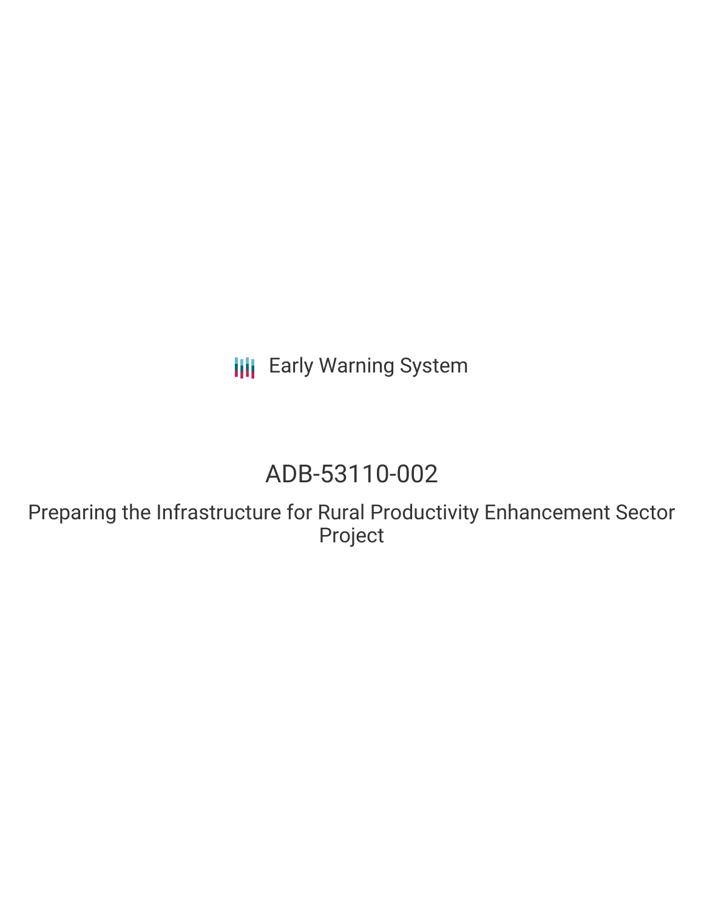Early Warning System

# ADB-53110-002

## Preparing the Infrastructure for Rural Productivity Enhancement Sector Project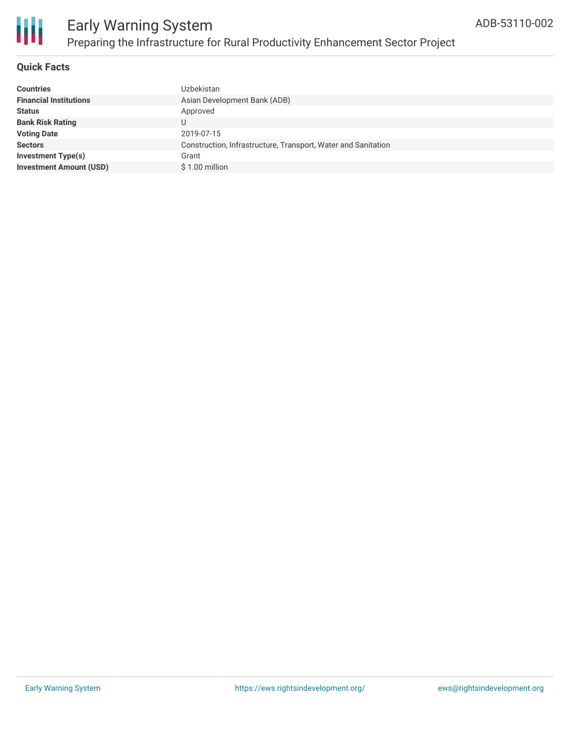# Early Warning System

## Preparing the Infrastructure for Rural Productivity Enhancement Sector Project

ADB-53110-002

### Quick Facts

| | |
|---|---|
| **Countries** | Uzbekistan |
| **Financial Institutions** | Asian Development Bank (ADB) |
| **Status** | Approved |
| **Bank Risk Rating** | U |
| **Voting Date** | 2019-07-15 |
| **Sectors** | Construction, Infrastructure, Transport, Water and Sanitation |
| **Investment Type(s)** | Grant |
| **Investment Amount (USD)** | $ 1.00 million |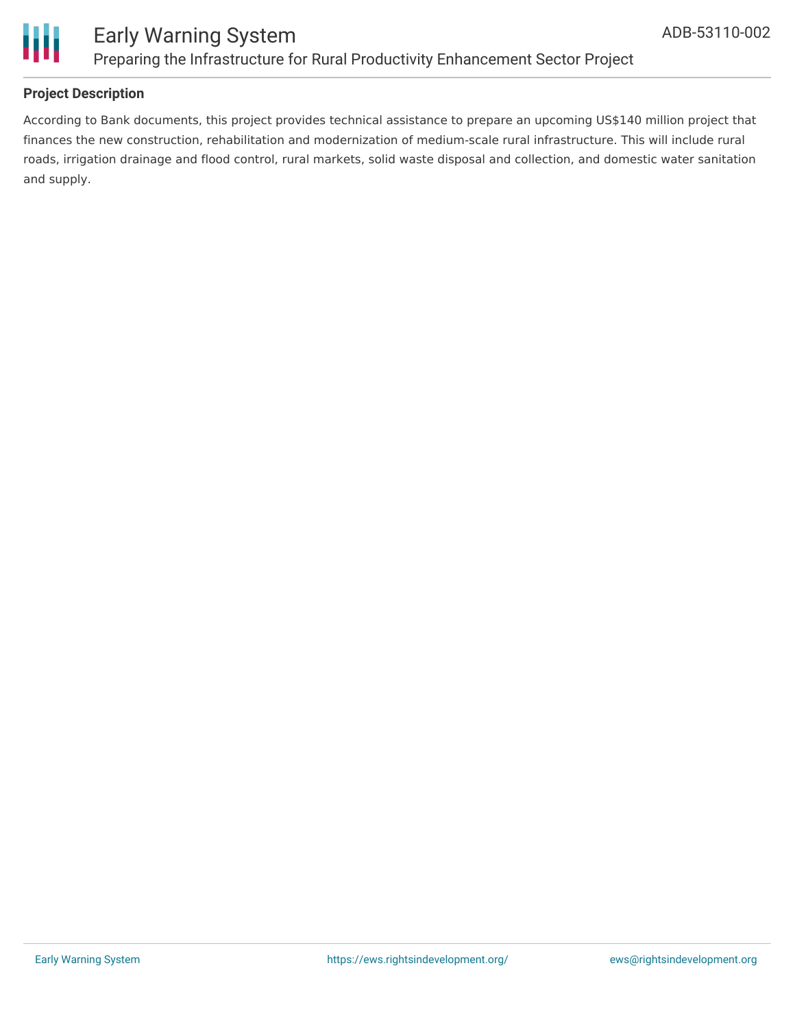**Project Description**

According to Bank documents, this project provides technical assistance to prepare an upcoming US$140 million project that finances the new construction, rehabilitation and modernization of medium-scale rural infrastructure. This will include rural roads, irrigation drainage and flood control, rural markets, solid waste disposal and collection, and domestic water sanitation and supply.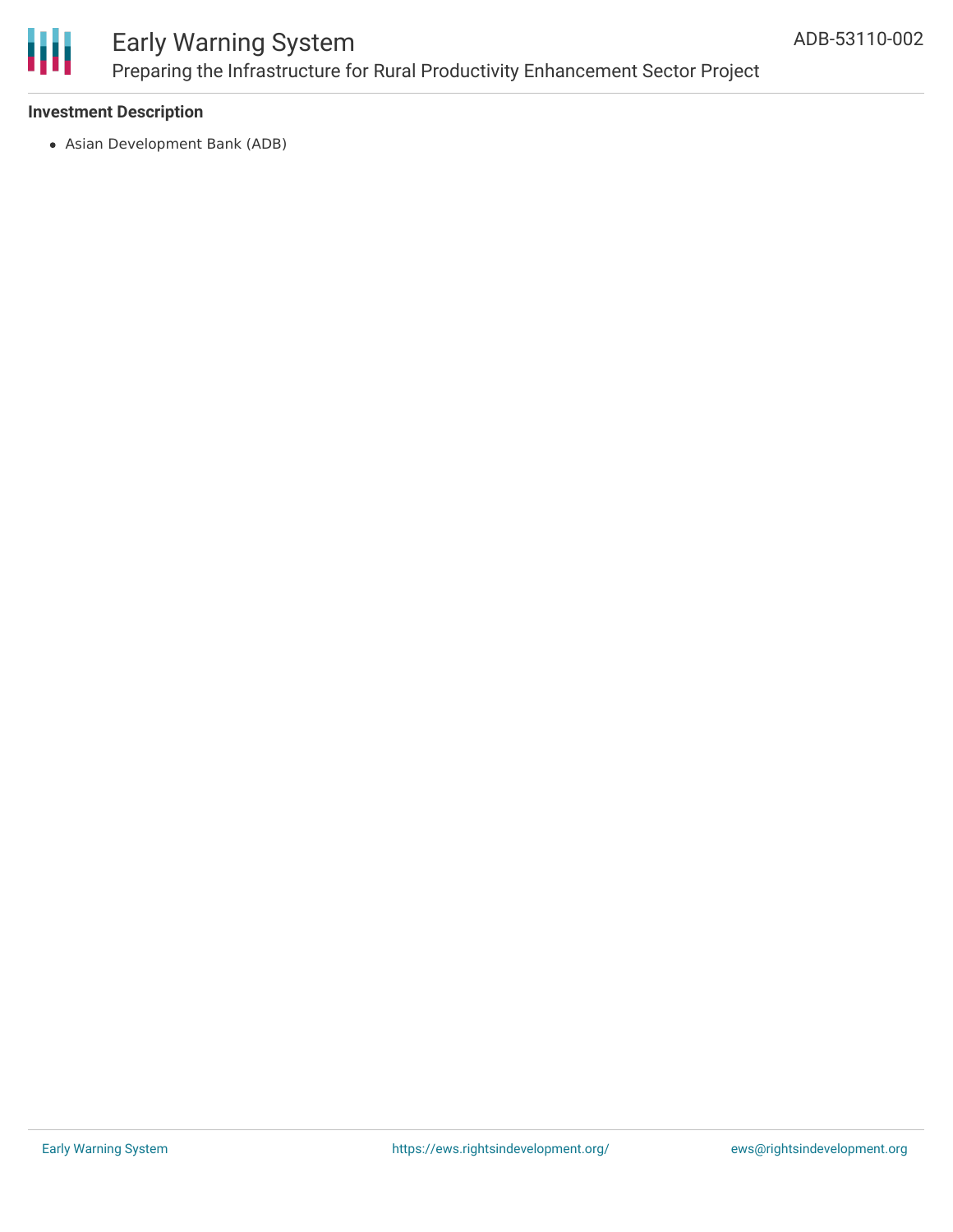### Investment Description

- Asian Development Bank (ADB)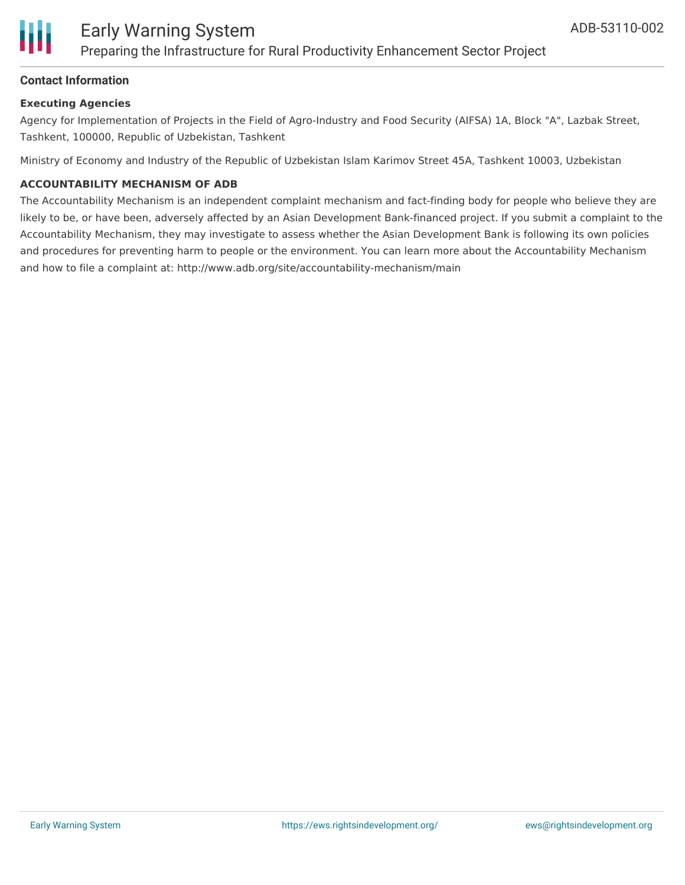### Contact Information

**Executing Agencies**

Agency for Implementation of Projects in the Field of Agro-Industry and Food Security (AIFSA) 1A, Block "A", Lazbak Street, Tashkent, 100000, Republic of Uzbekistan, Tashkent

Ministry of Economy and Industry of the Republic of Uzbekistan Islam Karimov Street 45A, Tashkent 10003, Uzbekistan

**ACCOUNTABILITY MECHANISM OF ADB**

The Accountability Mechanism is an independent complaint mechanism and fact-finding body for people who believe they are likely to be, or have been, adversely affected by an Asian Development Bank-financed project. If you submit a complaint to the Accountability Mechanism, they may investigate to assess whether the Asian Development Bank is following its own policies and procedures for preventing harm to people or the environment. You can learn more about the Accountability Mechanism and how to file a complaint at: http://www.adb.org/site/accountability-mechanism/main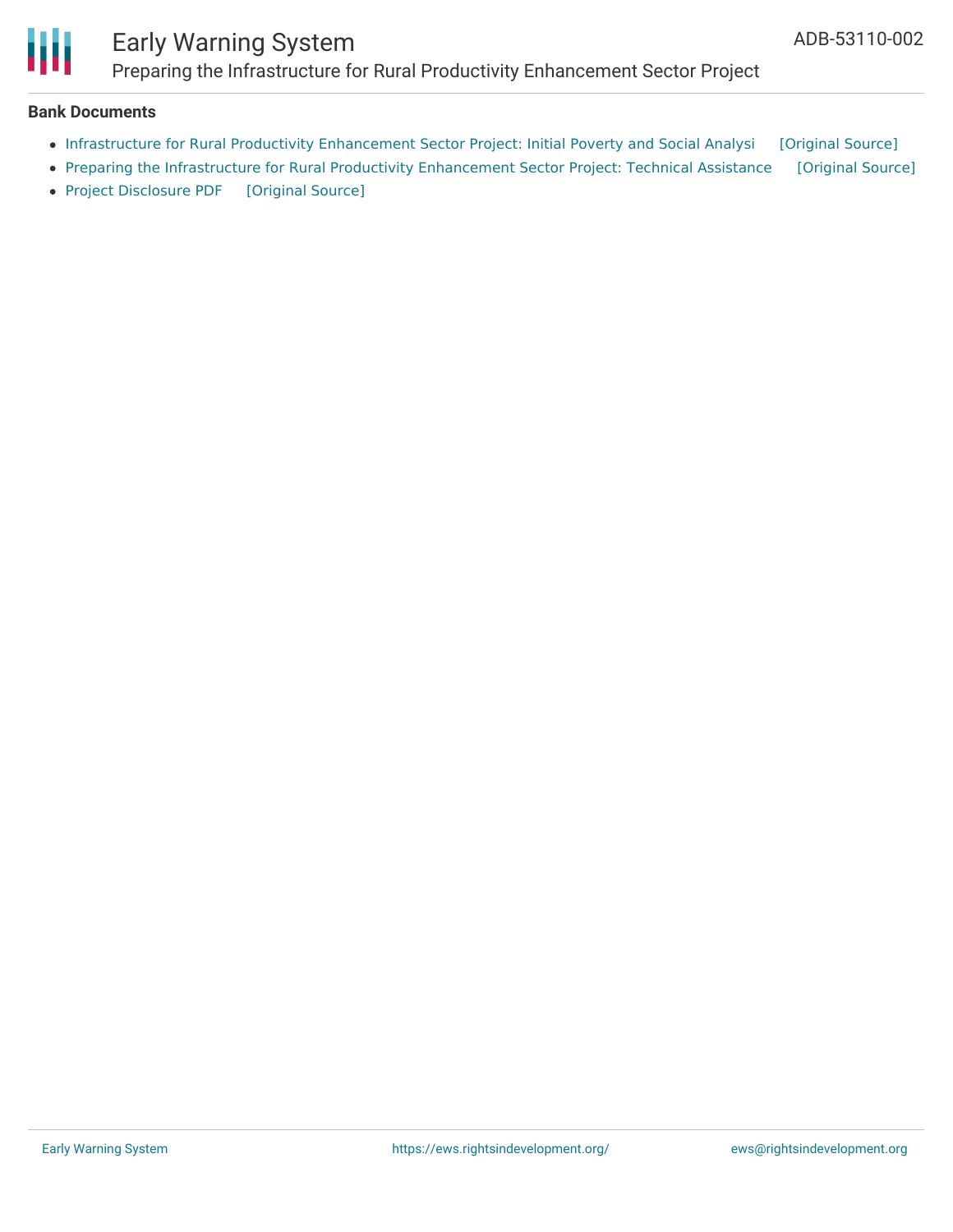### Bank Documents

- Infrastructure for Rural Productivity Enhancement Sector Project: Initial Poverty and Social Analysi [Original Source]
- Preparing the Infrastructure for Rural Productivity Enhancement Sector Project: Technical Assistance [Original Source]
- Project Disclosure PDF [Original Source]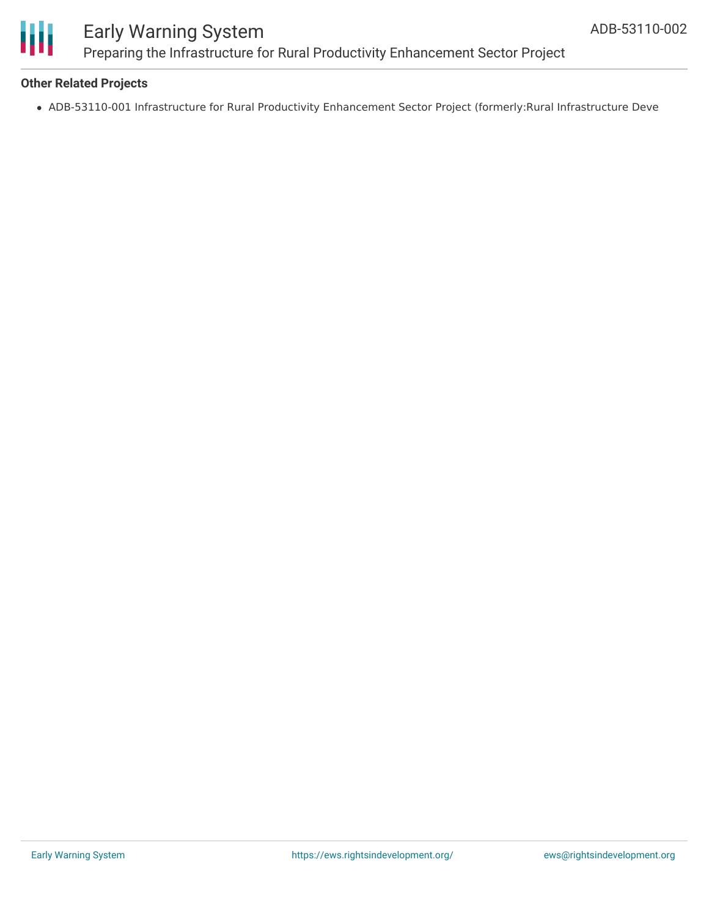**Other Related Projects**

- ADB-53110-001 Infrastructure for Rural Productivity Enhancement Sector Project (formerly:Rural Infrastructure Deve